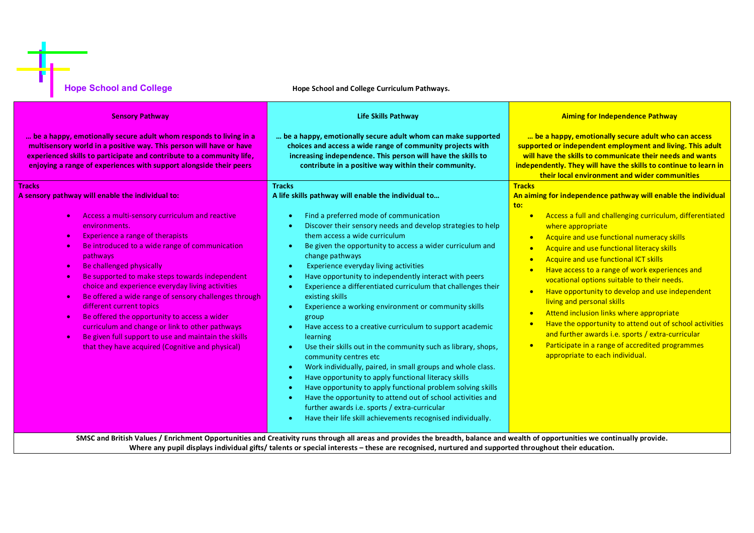**Hope School and College**

**Hope School and College Curriculum Pathways.**

| Sensory Pathway | Life Skills Pathway | Aiming for Independence Pathway |
| --- | --- | --- |
| **… be a happy, emotionally secure adult whom responds to living in a multisensory world in a positive way. This person will have or have experienced skills to participate and contribute to a community life, enjoying a range of experiences with support alongside their peers** | **… be a happy, emotionally secure adult whom can make supported choices and access a wide range of community projects with increasing independence. This person will have the skills to contribute in a positive way within their community.** | **… be a happy, emotionally secure adult who can access supported or independent employment and living. This adult will have the skills to communicate their needs and wants independently. They will have the skills to continue to learn in their local environment and wider communities** |
| **Tracks**<br>**A sensory pathway will enable the individual to:**<br>• Access a multi-sensory curriculum and reactive environments.<br>• Experience a range of therapists<br>• Be introduced to a wide range of communication pathways<br>• Be challenged physically<br>• Be supported to make steps towards independent choice and experience everyday living activities<br>• Be offered a wide range of sensory challenges through different current topics<br>• Be offered the opportunity to access a wider curriculum and change or link to other pathways<br>• Be given full support to use and maintain the skills that they have acquired (Cognitive and physical) | **Tracks**<br>**A life skills pathway will enable the individual to…**<br>• Find a preferred mode of communication<br>• Discover their sensory needs and develop strategies to help them access a wide curriculum<br>• Be given the opportunity to access a wider curriculum and change pathways<br>• Experience everyday living activities<br>• Have opportunity to independently interact with peers<br>• Experience a differentiated curriculum that challenges their existing skills<br>• Experience a working environment or community skills group<br>• Have access to a creative curriculum to support academic learning<br>• Use their skills out in the community such as library, shops, community centres etc<br>• Work individually, paired, in small groups and whole class.<br>• Have opportunity to apply functional literacy skills<br>• Have opportunity to apply functional problem solving skills<br>• Have the opportunity to attend out of school activities and further awards i.e. sports / extra-curricular<br>• Have their life skill achievements recognised individually. | **Tracks**<br>**An aiming for independence pathway will enable the individual to:**<br>• Access a full and challenging curriculum, differentiated where appropriate<br>• Acquire and use functional numeracy skills<br>• Acquire and use functional literacy skills<br>• Acquire and use functional ICT skills<br>• Have access to a range of work experiences and vocational options suitable to their needs.<br>• Have opportunity to develop and use independent living and personal skills<br>• Attend inclusion links where appropriate<br>• Have the opportunity to attend out of school activities and further awards i.e. sports / extra-curricular<br>• Participate in a range of accredited programmes appropriate to each individual. |

**SMSC and British Values / Enrichment Opportunities and Creativity runs through all areas and provides the breadth, balance and wealth of opportunities we continually provide.**
**Where any pupil displays individual gifts/ talents or special interests – these are recognised, nurtured and supported throughout their education.**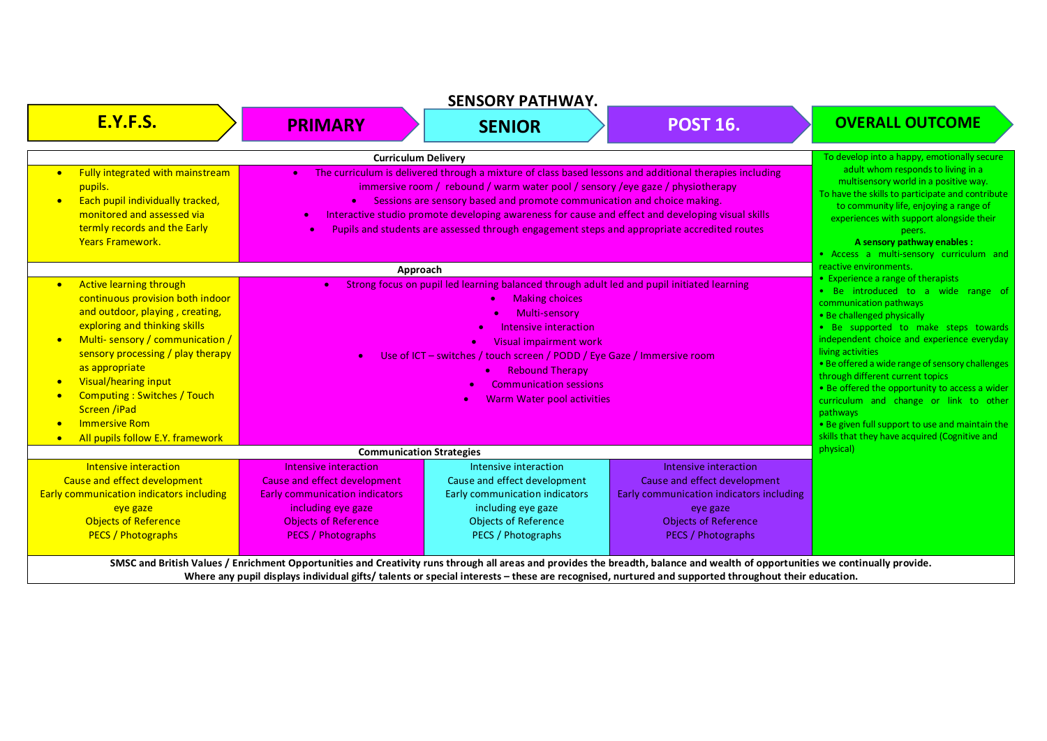# SENSORY PATHWAY.

| E.Y.F.S. | PRIMARY | SENIOR | POST 16. | OVERALL OUTCOME |
|---|---|---|---|---|
| **Curriculum Delivery** | | | | To develop into a happy, emotionally secure adult whom responds to living in a multisensory world in a positive way.<br>To have the skills to participate and contribute to community life, enjoying a range of experiences with support alongside their peers.<br>**A sensory pathway enables :**<br>• Access a multi-sensory curriculum and reactive environments.<br>• Experience a range of therapists<br>• Be introduced to a wide range of communication pathways<br>• Be challenged physically<br>• Be supported to make steps towards independent choice and experience everyday living activities<br>• Be offered a wide range of sensory challenges through different current topics<br>• Be offered the opportunity to access a wider curriculum and change or link to other pathways<br>• Be given full support to use and maintain the skills that they have acquired (Cognitive and physical) |
| • Fully integrated with mainstream pupils.<br>• Each pupil individually tracked, monitored and assessed via termly records and the Early Years Framework. | • The curriculum is delivered through a mixture of class based lessons and additional therapies including immersive room / rebound / warm water pool / sensory /eye gaze / physiotherapy<br>• Sessions are sensory based and promote communication and choice making.<br>• Interactive studio promote developing awareness for cause and effect and developing visual skills<br>• Pupils and students are assessed through engagement steps and appropriate accredited routes | | | |
| **Approach** | | | | |
| • Active learning through continuous provision both indoor and outdoor, playing , creating, exploring and thinking skills<br>• Multi- sensory / communication / sensory processing / play therapy as appropriate<br>• Visual/hearing input<br>• Computing : Switches / Touch Screen /iPad<br>• Immersive Rom<br>• All pupils follow E.Y. framework | • Strong focus on pupil led learning balanced through adult led and pupil initiated learning<br>• Making choices<br>• Multi-sensory<br>• Intensive interaction<br>• Visual impairment work<br>• Use of ICT – switches / touch screen / PODD / Eye Gaze / Immersive room<br>• Rebound Therapy<br>• Communication sessions<br>• Warm Water pool activities | | | |
| **Communication Strategies** | | | | |
| Intensive interaction<br>Cause and effect development<br>Early communication indicators including eye gaze<br>Objects of Reference<br>PECS / Photographs | Intensive interaction<br>Cause and effect development<br>Early communication indicators including eye gaze<br>Objects of Reference<br>PECS / Photographs | Intensive interaction<br>Cause and effect development<br>Early communication indicators including eye gaze<br>Objects of Reference<br>PECS / Photographs | Intensive interaction<br>Cause and effect development<br>Early communication indicators including eye gaze<br>Objects of Reference<br>PECS / Photographs | |

**SMSC and British Values / Enrichment Opportunities and Creativity runs through all areas and provides the breadth, balance and wealth of opportunities we continually provide.**
**Where any pupil displays individual gifts/ talents or special interests – these are recognised, nurtured and supported throughout their education.**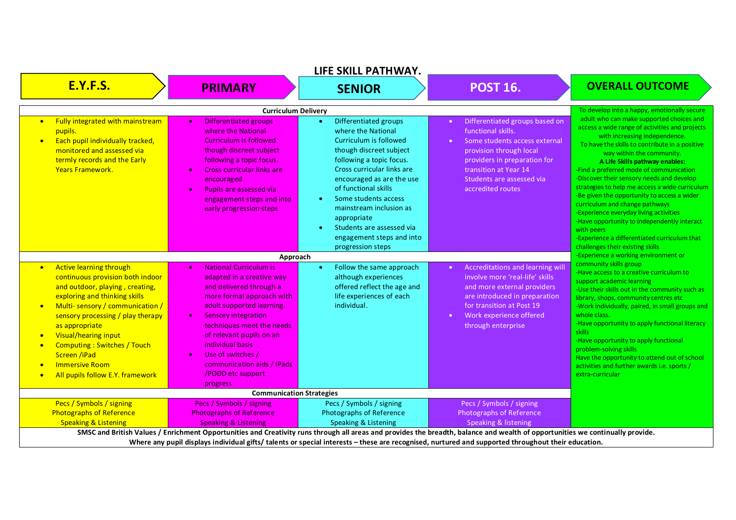# LIFE SKILL PATHWAY.

| | E.Y.F.S. | PRIMARY | SENIOR | POST 16. | OVERALL OUTCOME |
|---|---|---|---|---|---|
| **Curriculum Delivery** | • Fully integrated with mainstream pupils.<br>• Each pupil individually tracked, monitored and assessed via termly records and the Early Years Framework. | • Differentiated groups where the National Curriculum is followed though discreet subject following a topic focus.<br>• Cross curricular links are encouraged<br>• Pupils are assessed via engagement steps and into early progression steps | • Differentiated groups where the National Curriculum is followed though discreet subject following a topic focus. Cross curricular links are encouraged as are the use of functional skills<br>• Some students access mainstream inclusion as appropriate<br>• Students are assessed via engagement steps and into progression steps | • Differentiated groups based on functional skills.<br>• Some students access external provision through local providers in preparation for transition at Year 14 Students are assessed via accredited routes | To develop into a happy, emotionally secure adult who can make supported choices and access a wide range of activities and projects with increasing independence.<br>To have the skills to contribute in a positive way within the community.<br>**A Life Skills pathway enables:**<br>-Find a preferred mode of communication<br>-Discover their sensory needs and develop strategies to help me access a wide curriculum<br>-Be given the opportunity to access a wider curriculum and change pathways<br>-Experience everyday living activities<br>-Have opportunity to independently interact with peers<br>-Experience a differentiated curriculum that challenges their existing skills<br>-Experience a working environment or community skills group<br>-Have access to a creative curriculum to support academic learning<br>-Use their skills out in the community such as library, shops, community centres etc<br>-Work individually, paired, in small groups and whole class.<br>-Have opportunity to apply functional literacy skills<br>-Have opportunity to apply functional problem-solving skills<br>Have the opportunity to attend out of school activities and further awards i.e. sports / extra-curricular |
| **Approach** | • Active learning through continuous provision both indoor and outdoor, playing , creating, exploring and thinking skills<br>• Multi- sensory / communication / sensory processing / play therapy as appropriate<br>• Visual/hearing input<br>• Computing : Switches / Touch Screen /iPad<br>• Immersive Room<br>• All pupils follow E.Y. framework | • National Curriculum is adapted in a creative way and delivered through a more formal approach with adult supported learning.<br>• Sensory integration techniques meet the needs of relevant pupils on an individual basis<br>• Use of switches / communication aids / iPads /PODD etc support progress | • Follow the same approach although experiences offered reflect the age and life experiences of each individual. | • Accreditations and learning will involve more 'real-life' skills and more external providers are introduced in preparation for transition at Post 19<br>• Work experience offered through enterprise | |
| **Communication Strategies** | Pecs / Symbols / signing<br>Photographs of Reference<br>Speaking & Listening | Pecs / Symbols / signing<br>Photographs of Reference<br>Speaking & Listening | Pecs / Symbols / signing<br>Photographs of Reference<br>Speaking & Listening | Pecs / Symbols / signing<br>Photographs of Reference<br>Speaking & listening | |

**SMSC and British Values / Enrichment Opportunities and Creativity runs through all areas and provides the breadth, balance and wealth of opportunities we continually provide.**

**Where any pupil displays individual gifts/ talents or special interests – these are recognised, nurtured and supported throughout their education.**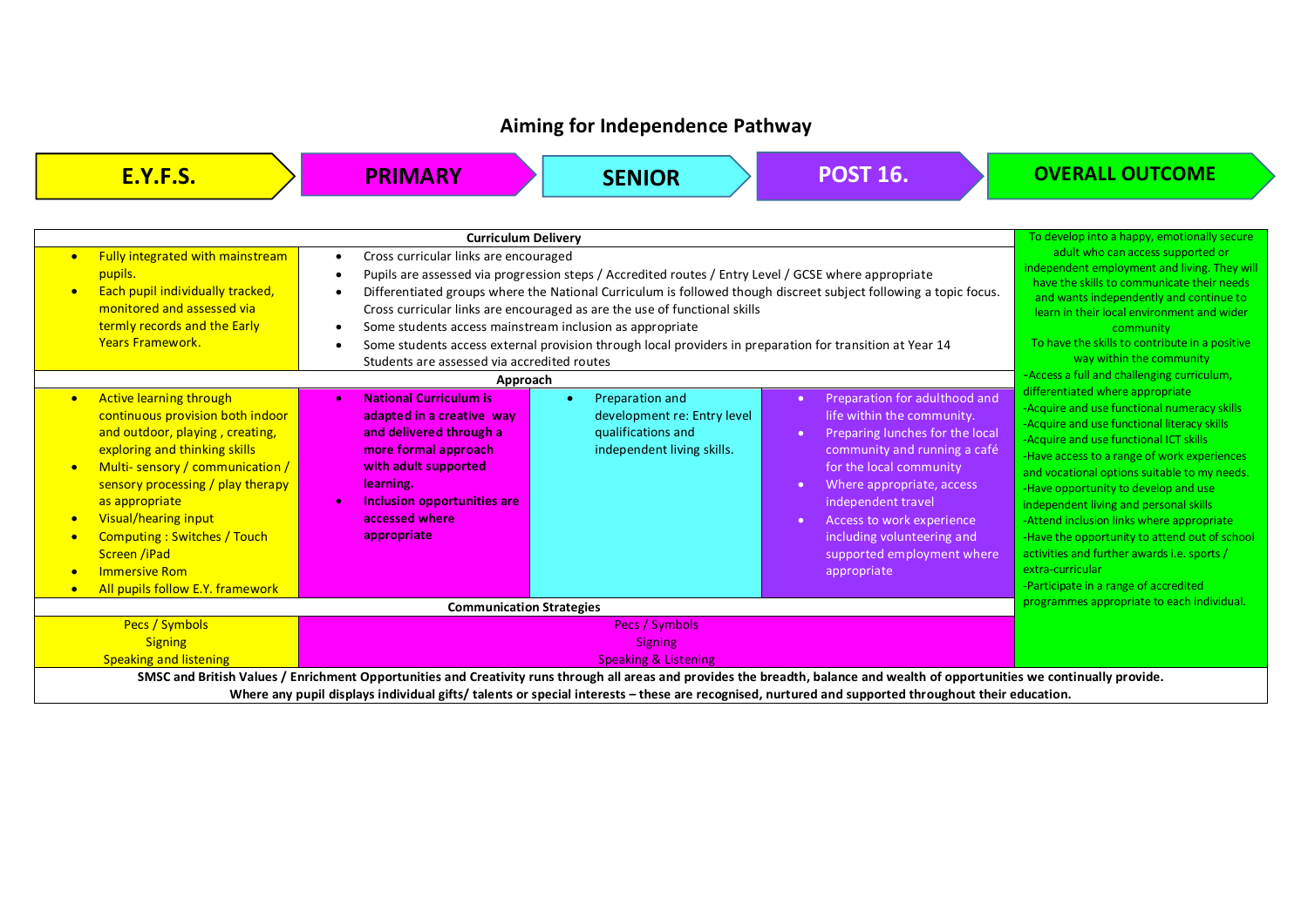# Aiming for Independence Pathway

| E.Y.F.S. | PRIMARY | SENIOR | POST 16. | OVERALL OUTCOME |
|---|---|---|---|---|
| **Curriculum Delivery** | | | | To develop into a happy, emotionally secure adult who can access supported or independent employment and living. They will have the skills to communicate their needs and wants independently and continue to learn in their local environment and wider community<br>To have the skills to contribute in a positive way within the community<br>-Access a full and challenging curriculum, differentiated where appropriate<br>-Acquire and use functional numeracy skills<br>-Acquire and use functional literacy skills<br>-Acquire and use functional ICT skills<br>-Have access to a range of work experiences and vocational options suitable to my needs.<br>-Have opportunity to develop and use independent living and personal skills<br>-Attend inclusion links where appropriate<br>-Have the opportunity to attend out of school activities and further awards i.e. sports / extra-curricular<br>-Participate in a range of accredited programmes appropriate to each individual. |
| • Fully integrated with mainstream pupils.<br>• Each pupil individually tracked, monitored and assessed via termly records and the Early Years Framework. | • Cross curricular links are encouraged<br>• Pupils are assessed via progression steps / Accredited routes / Entry Level / GCSE where appropriate<br>• Differentiated groups where the National Curriculum is followed though discreet subject following a topic focus. Cross curricular links are encouraged as are the use of functional skills<br>• Some students access mainstream inclusion as appropriate<br>• Some students access external provision through local providers in preparation for transition at Year 14 Students are assessed via accredited routes | | | |
| **Approach** | | | | |
| • Active learning through continuous provision both indoor and outdoor, playing , creating, exploring and thinking skills<br>• Multi- sensory / communication / sensory processing / play therapy as appropriate<br>• Visual/hearing input<br>• Computing : Switches / Touch Screen /iPad<br>• Immersive Rom<br>• All pupils follow E.Y. framework | • **National Curriculum is adapted in a creative way and delivered through a more formal approach with adult supported learning.**<br>• **Inclusion opportunities are accessed where appropriate** | • Preparation and development re: Entry level qualifications and independent living skills. | • Preparation for adulthood and life within the community.<br>• Preparing lunches for the local community and running a café for the local community<br>• Where appropriate, access independent travel<br>• Access to work experience including volunteering and supported employment where appropriate | |
| **Communication Strategies** | | | | |
| Pecs / Symbols<br>Signing<br>Speaking and listening | Pecs / Symbols<br>Signing<br>Speaking & Listening | | | |

**SMSC and British Values / Enrichment Opportunities and Creativity runs through all areas and provides the breadth, balance and wealth of opportunities we continually provide.**
**Where any pupil displays individual gifts/ talents or special interests – these are recognised, nurtured and supported throughout their education.**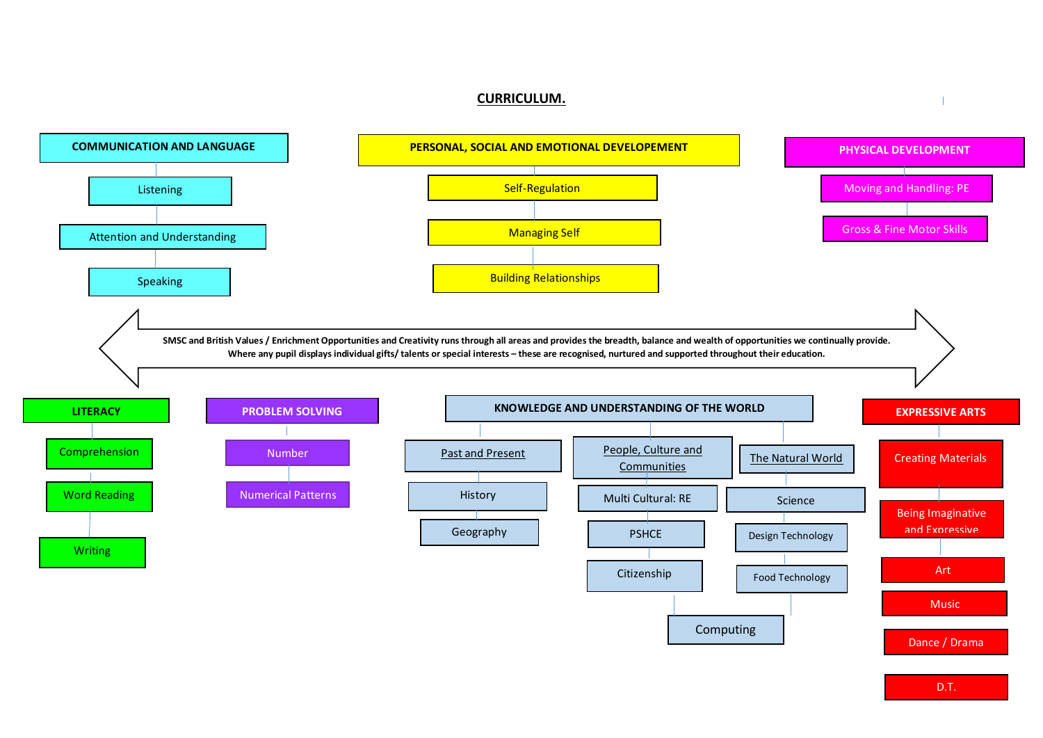# CURRICULUM.

## COMMUNICATION AND LANGUAGE

- Listening
- Attention and Understanding
- Speaking

## PERSONAL, SOCIAL AND EMOTIONAL DEVELOPEMENT

- Self-Regulation
- Managing Self
- Building Relationships

## PHYSICAL DEVELOPMENT

- Moving and Handling: PE
- Gross & Fine Motor Skills

**SMSC and British Values / Enrichment Opportunities and Creativity runs through all areas and provides the breadth, balance and wealth of opportunities we continually provide.**
**Where any pupil displays individual gifts/ talents or special interests – these are recognised, nurtured and supported throughout their education.**

## LITERACY

- Comprehension
- Word Reading
- Writing

## PROBLEM SOLVING

- Number
- Numerical Patterns

## KNOWLEDGE AND UNDERSTANDING OF THE WORLD

- Past and Present
  - History
  - Geography
- People, Culture and Communities
  - Multi Cultural: RE
  - PSHCE
  - Citizenship
- The Natural World
  - Science
  - Design Technology
  - Food Technology
- Computing

## EXPRESSIVE ARTS

- Creating Materials
- Being Imaginative and Expressive
- Art
- Music
- Dance / Drama
- D.T.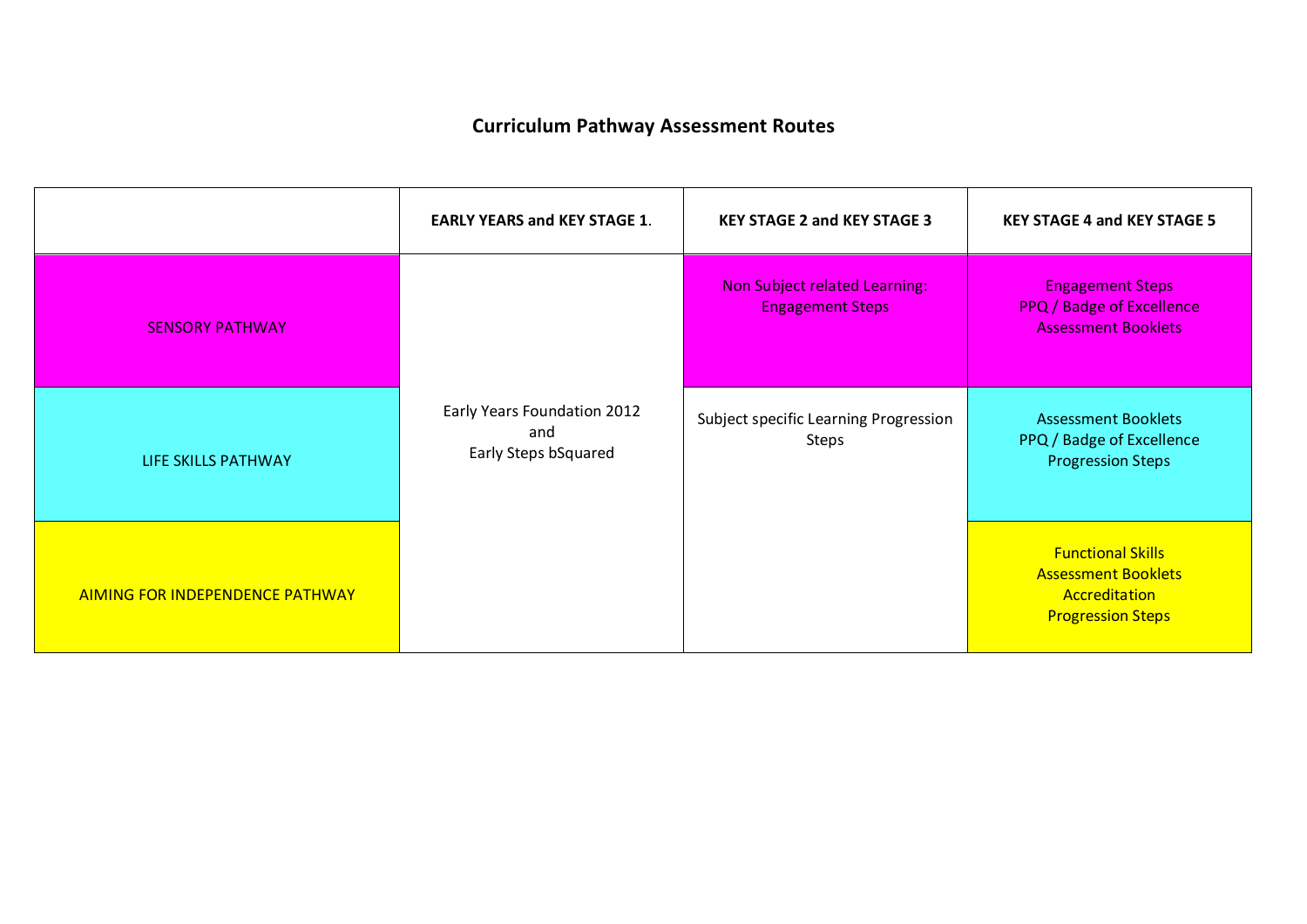## Curriculum Pathway Assessment Routes

| | EARLY YEARS and KEY STAGE 1. | KEY STAGE 2 and KEY STAGE 3 | KEY STAGE 4 and KEY STAGE 5 |
|---|---|---|---|
| SENSORY PATHWAY | Early Years Foundation 2012 and Early Steps bSquared | Non Subject related Learning: Engagement Steps | Engagement Steps<br>PPQ / Badge of Excellence<br>Assessment Booklets |
| LIFE SKILLS PATHWAY | | Subject specific Learning Progression Steps | Assessment Booklets<br>PPQ / Badge of Excellence<br>Progression Steps |
| AIMING FOR INDEPENDENCE PATHWAY | | | Functional Skills<br>Assessment Booklets<br>Accreditation<br>Progression Steps |